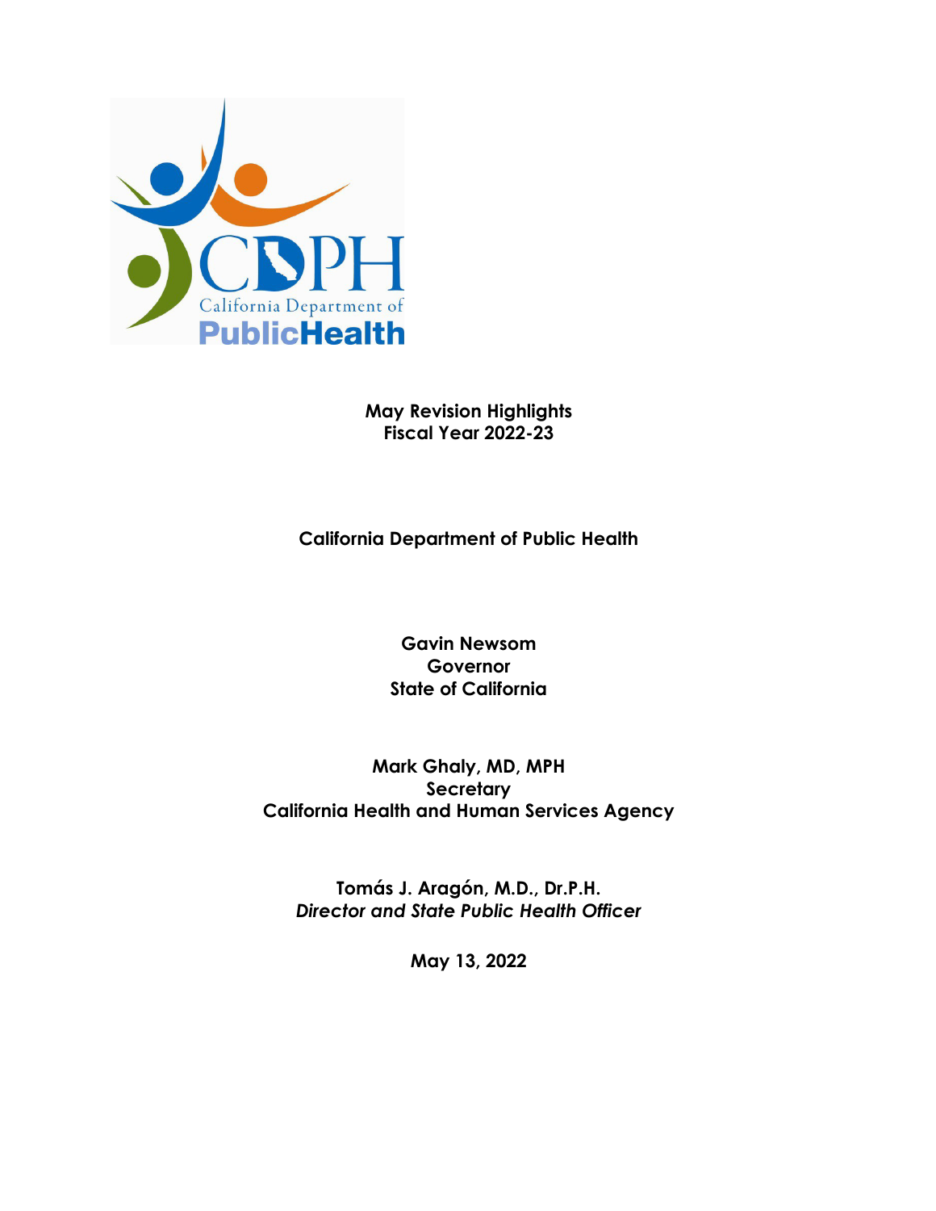**May Revision Highlights**
**Fiscal Year 2022-23**

**California Department of Public Health**

**Gavin Newsom**
**Governor**
**State of California**

**Mark Ghaly, MD, MPH**
**Secretary**
**California Health and Human Services Agency**

**Tomás J. Aragón, M.D., Dr.P.H.**
***Director and State Public Health Officer***

**May 13, 2022**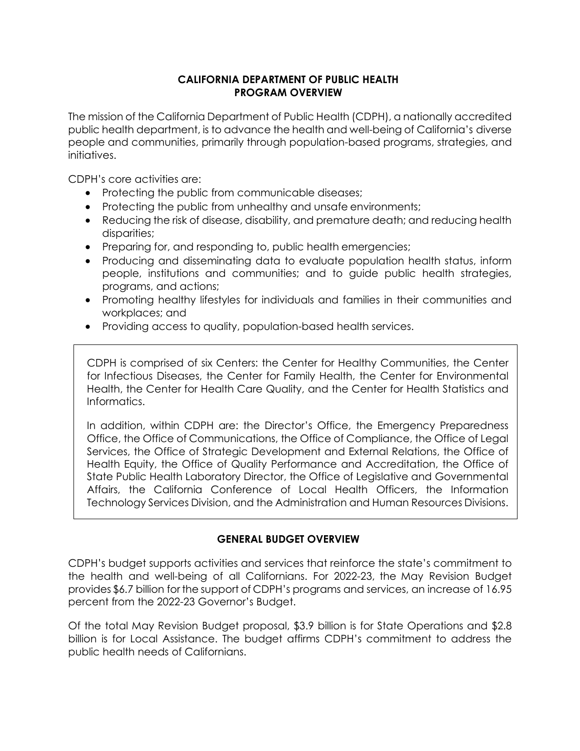## CALIFORNIA DEPARTMENT OF PUBLIC HEALTH
## PROGRAM OVERVIEW

The mission of the California Department of Public Health (CDPH), a nationally accredited public health department, is to advance the health and well-being of California's diverse people and communities, primarily through population-based programs, strategies, and initiatives.

CDPH's core activities are:

- Protecting the public from communicable diseases;
- Protecting the public from unhealthy and unsafe environments;
- Reducing the risk of disease, disability, and premature death; and reducing health disparities;
- Preparing for, and responding to, public health emergencies;
- Producing and disseminating data to evaluate population health status, inform people, institutions and communities; and to guide public health strategies, programs, and actions;
- Promoting healthy lifestyles for individuals and families in their communities and workplaces; and
- Providing access to quality, population-based health services.

CDPH is comprised of six Centers: the Center for Healthy Communities, the Center for Infectious Diseases, the Center for Family Health, the Center for Environmental Health, the Center for Health Care Quality, and the Center for Health Statistics and Informatics.

In addition, within CDPH are: the Director's Office, the Emergency Preparedness Office, the Office of Communications, the Office of Compliance, the Office of Legal Services, the Office of Strategic Development and External Relations, the Office of Health Equity, the Office of Quality Performance and Accreditation, the Office of State Public Health Laboratory Director, the Office of Legislative and Governmental Affairs, the California Conference of Local Health Officers, the Information Technology Services Division, and the Administration and Human Resources Divisions.

## GENERAL BUDGET OVERVIEW

CDPH's budget supports activities and services that reinforce the state's commitment to the health and well-being of all Californians. For 2022-23, the May Revision Budget provides $6.7 billion for the support of CDPH's programs and services, an increase of 16.95 percent from the 2022-23 Governor's Budget.

Of the total May Revision Budget proposal, $3.9 billion is for State Operations and $2.8 billion is for Local Assistance. The budget affirms CDPH's commitment to address the public health needs of Californians.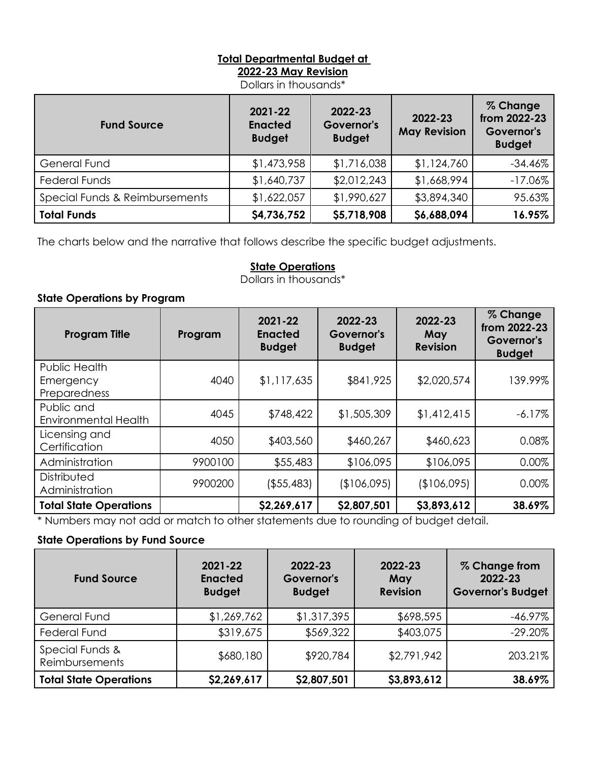**Total Departmental Budget at 2022-23 May Revision**

Dollars in thousands*

| Fund Source | 2021-22 Enacted Budget | 2022-23 Governor's Budget | 2022-23 May Revision | % Change from 2022-23 Governor's Budget |
|---|---|---|---|---|
| General Fund | $1,473,958 | $1,716,038 | $1,124,760 | -34.46% |
| Federal Funds | $1,640,737 | $2,012,243 | $1,668,994 | -17.06% |
| Special Funds & Reimbursements | $1,622,057 | $1,990,627 | $3,894,340 | 95.63% |
| **Total Funds** | **$4,736,752** | **$5,718,908** | **$6,688,094** | **16.95%** |

The charts below and the narrative that follows describe the specific budget adjustments.

**State Operations**

Dollars in thousands*

**State Operations by Program**

| Program Title | Program | 2021-22 Enacted Budget | 2022-23 Governor's Budget | 2022-23 May Revision | % Change from 2022-23 Governor's Budget |
|---|---|---|---|---|---|
| Public Health Emergency Preparedness | 4040 | $1,117,635 | $841,925 | $2,020,574 | 139.99% |
| Public and Environmental Health | 4045 | $748,422 | $1,505,309 | $1,412,415 | -6.17% |
| Licensing and Certification | 4050 | $403,560 | $460,267 | $460,623 | 0.08% |
| Administration | 9900100 | $55,483 | $106,095 | $106,095 | 0.00% |
| Distributed Administration | 9900200 | ($55,483) | ($106,095) | ($106,095) | 0.00% |
| **Total State Operations** | | **$2,269,617** | **$2,807,501** | **$3,893,612** | **38.69%** |

\* Numbers may not add or match to other statements due to rounding of budget detail.

**State Operations by Fund Source**

| Fund Source | 2021-22 Enacted Budget | 2022-23 Governor's Budget | 2022-23 May Revision | % Change from 2022-23 Governor's Budget |
|---|---|---|---|---|
| General Fund | $1,269,762 | $1,317,395 | $698,595 | -46.97% |
| Federal Fund | $319,675 | $569,322 | $403,075 | -29.20% |
| Special Funds & Reimbursements | $680,180 | $920,784 | $2,791,942 | 203.21% |
| **Total State Operations** | **$2,269,617** | **$2,807,501** | **$3,893,612** | **38.69%** |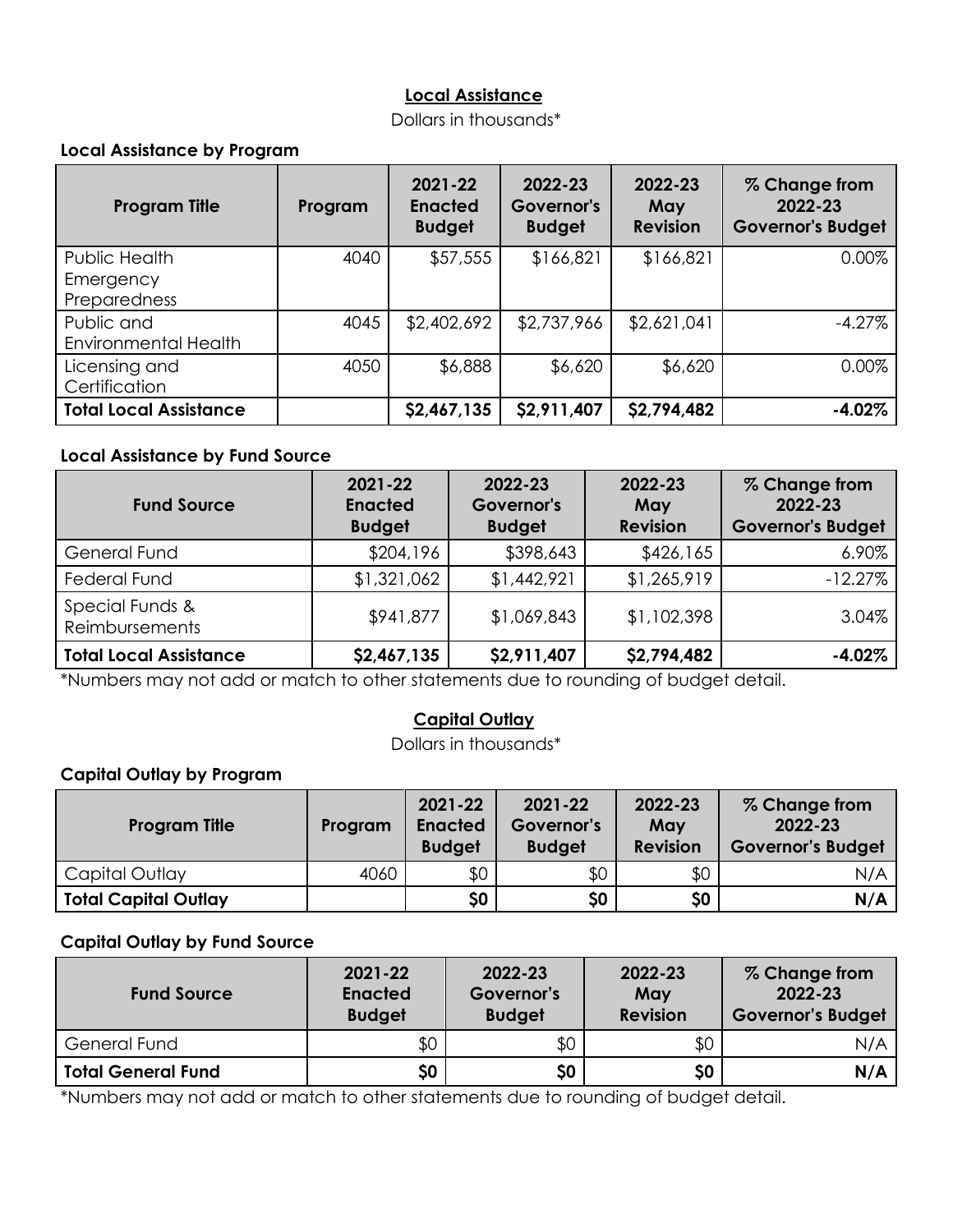## Local Assistance

Dollars in thousands*

### Local Assistance by Program

| Program Title | Program | 2021-22 Enacted Budget | 2022-23 Governor's Budget | 2022-23 May Revision | % Change from 2022-23 Governor's Budget |
|---|---|---|---|---|---|
| Public Health Emergency Preparedness | 4040 | $57,555 | $166,821 | $166,821 | 0.00% |
| Public and Environmental Health | 4045 | $2,402,692 | $2,737,966 | $2,621,041 | -4.27% |
| Licensing and Certification | 4050 | $6,888 | $6,620 | $6,620 | 0.00% |
| **Total Local Assistance** | | **$2,467,135** | **$2,911,407** | **$2,794,482** | **-4.02%** |

### Local Assistance by Fund Source

| Fund Source | 2021-22 Enacted Budget | 2022-23 Governor's Budget | 2022-23 May Revision | % Change from 2022-23 Governor's Budget |
|---|---|---|---|---|
| General Fund | $204,196 | $398,643 | $426,165 | 6.90% |
| Federal Fund | $1,321,062 | $1,442,921 | $1,265,919 | -12.27% |
| Special Funds & Reimbursements | $941,877 | $1,069,843 | $1,102,398 | 3.04% |
| **Total Local Assistance** | **$2,467,135** | **$2,911,407** | **$2,794,482** | **-4.02%** |

*Numbers may not add or match to other statements due to rounding of budget detail.

## Capital Outlay

Dollars in thousands*

### Capital Outlay by Program

| Program Title | Program | 2021-22 Enacted Budget | 2021-22 Governor's Budget | 2022-23 May Revision | % Change from 2022-23 Governor's Budget |
|---|---|---|---|---|---|
| Capital Outlay | 4060 | $0 | $0 | $0 | N/A |
| **Total Capital Outlay** | | **$0** | **$0** | **$0** | **N/A** |

### Capital Outlay by Fund Source

| Fund Source | 2021-22 Enacted Budget | 2022-23 Governor's Budget | 2022-23 May Revision | % Change from 2022-23 Governor's Budget |
|---|---|---|---|---|
| General Fund | $0 | $0 | $0 | N/A |
| **Total General Fund** | **$0** | **$0** | **$0** | **N/A** |

*Numbers may not add or match to other statements due to rounding of budget detail.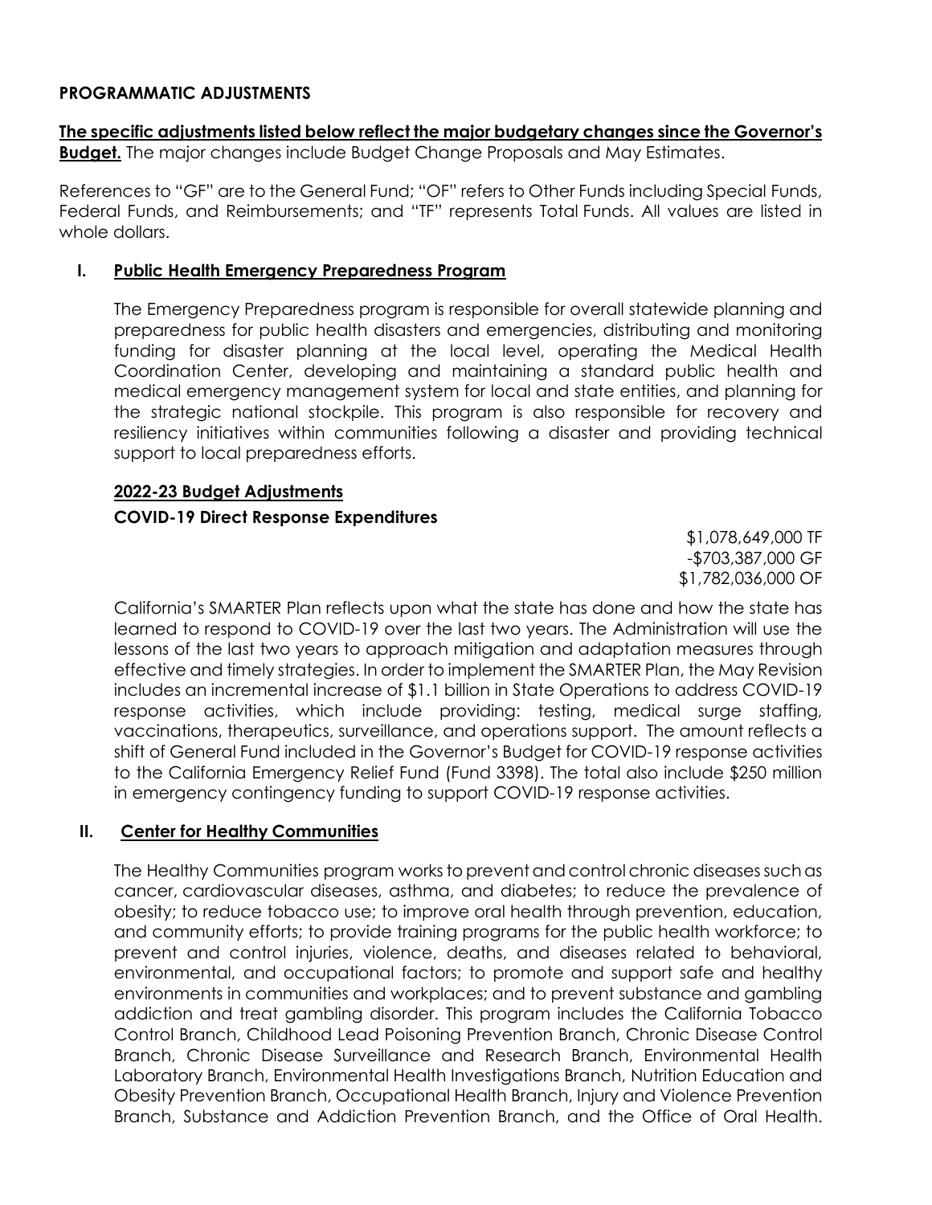**PROGRAMMATIC ADJUSTMENTS**

**The specific adjustments listed below reflect the major budgetary changes since the Governor's Budget.** The major changes include Budget Change Proposals and May Estimates.

References to "GF" are to the General Fund; "OF" refers to Other Funds including Special Funds, Federal Funds, and Reimbursements; and "TF" represents Total Funds. All values are listed in whole dollars.

## I. Public Health Emergency Preparedness Program

The Emergency Preparedness program is responsible for overall statewide planning and preparedness for public health disasters and emergencies, distributing and monitoring funding for disaster planning at the local level, operating the Medical Health Coordination Center, developing and maintaining a standard public health and medical emergency management system for local and state entities, and planning for the strategic national stockpile. This program is also responsible for recovery and resiliency initiatives within communities following a disaster and providing technical support to local preparedness efforts.

### 2022-23 Budget Adjustments

**COVID-19 Direct Response Expenditures**

$1,078,649,000 TF
-$703,387,000 GF
$1,782,036,000 OF

California's SMARTER Plan reflects upon what the state has done and how the state has learned to respond to COVID-19 over the last two years. The Administration will use the lessons of the last two years to approach mitigation and adaptation measures through effective and timely strategies. In order to implement the SMARTER Plan, the May Revision includes an incremental increase of $1.1 billion in State Operations to address COVID-19 response activities, which include providing: testing, medical surge staffing, vaccinations, therapeutics, surveillance, and operations support. The amount reflects a shift of General Fund included in the Governor's Budget for COVID-19 response activities to the California Emergency Relief Fund (Fund 3398). The total also include $250 million in emergency contingency funding to support COVID-19 response activities.

## II. Center for Healthy Communities

The Healthy Communities program works to prevent and control chronic diseases such as cancer, cardiovascular diseases, asthma, and diabetes; to reduce the prevalence of obesity; to reduce tobacco use; to improve oral health through prevention, education, and community efforts; to provide training programs for the public health workforce; to prevent and control injuries, violence, deaths, and diseases related to behavioral, environmental, and occupational factors; to promote and support safe and healthy environments in communities and workplaces; and to prevent substance and gambling addiction and treat gambling disorder. This program includes the California Tobacco Control Branch, Childhood Lead Poisoning Prevention Branch, Chronic Disease Control Branch, Chronic Disease Surveillance and Research Branch, Environmental Health Laboratory Branch, Environmental Health Investigations Branch, Nutrition Education and Obesity Prevention Branch, Occupational Health Branch, Injury and Violence Prevention Branch, Substance and Addiction Prevention Branch, and the Office of Oral Health.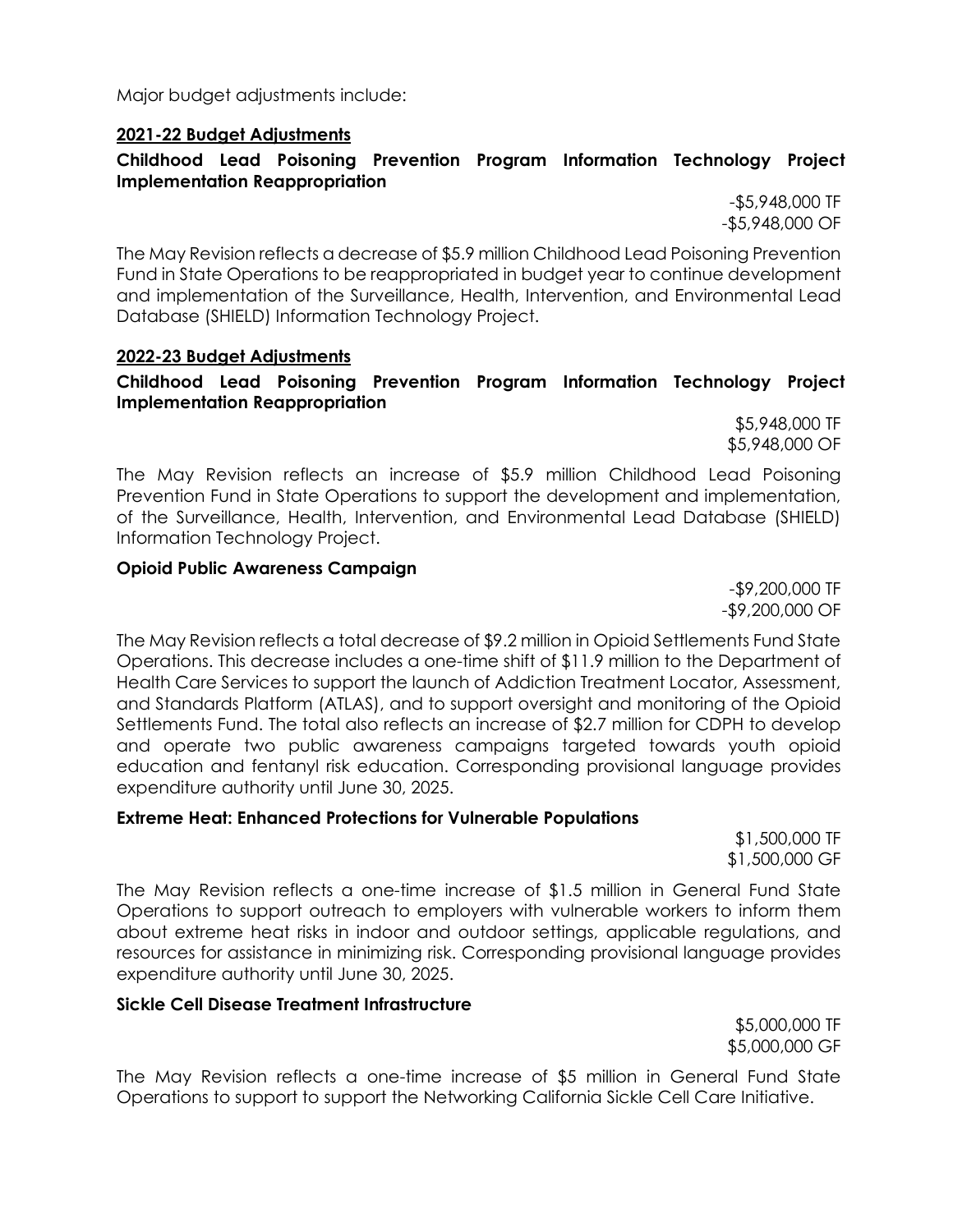Major budget adjustments include:

## 2021-22 Budget Adjustments

### Childhood Lead Poisoning Prevention Program Information Technology Project Implementation Reappropriation

-$5,948,000 TF
-$5,948,000 OF

The May Revision reflects a decrease of $5.9 million Childhood Lead Poisoning Prevention Fund in State Operations to be reappropriated in budget year to continue development and implementation of the Surveillance, Health, Intervention, and Environmental Lead Database (SHIELD) Information Technology Project.

## 2022-23 Budget Adjustments

### Childhood Lead Poisoning Prevention Program Information Technology Project Implementation Reappropriation

$5,948,000 TF
$5,948,000 OF

The May Revision reflects an increase of $5.9 million Childhood Lead Poisoning Prevention Fund in State Operations to support the development and implementation, of the Surveillance, Health, Intervention, and Environmental Lead Database (SHIELD) Information Technology Project.

### Opioid Public Awareness Campaign

-$9,200,000 TF
-$9,200,000 OF

The May Revision reflects a total decrease of $9.2 million in Opioid Settlements Fund State Operations. This decrease includes a one-time shift of $11.9 million to the Department of Health Care Services to support the launch of Addiction Treatment Locator, Assessment, and Standards Platform (ATLAS), and to support oversight and monitoring of the Opioid Settlements Fund. The total also reflects an increase of $2.7 million for CDPH to develop and operate two public awareness campaigns targeted towards youth opioid education and fentanyl risk education. Corresponding provisional language provides expenditure authority until June 30, 2025.

### Extreme Heat: Enhanced Protections for Vulnerable Populations

$1,500,000 TF
$1,500,000 GF

The May Revision reflects a one-time increase of $1.5 million in General Fund State Operations to support outreach to employers with vulnerable workers to inform them about extreme heat risks in indoor and outdoor settings, applicable regulations, and resources for assistance in minimizing risk. Corresponding provisional language provides expenditure authority until June 30, 2025.

### Sickle Cell Disease Treatment Infrastructure

$5,000,000 TF
$5,000,000 GF

The May Revision reflects a one-time increase of $5 million in General Fund State Operations to support to support the Networking California Sickle Cell Care Initiative.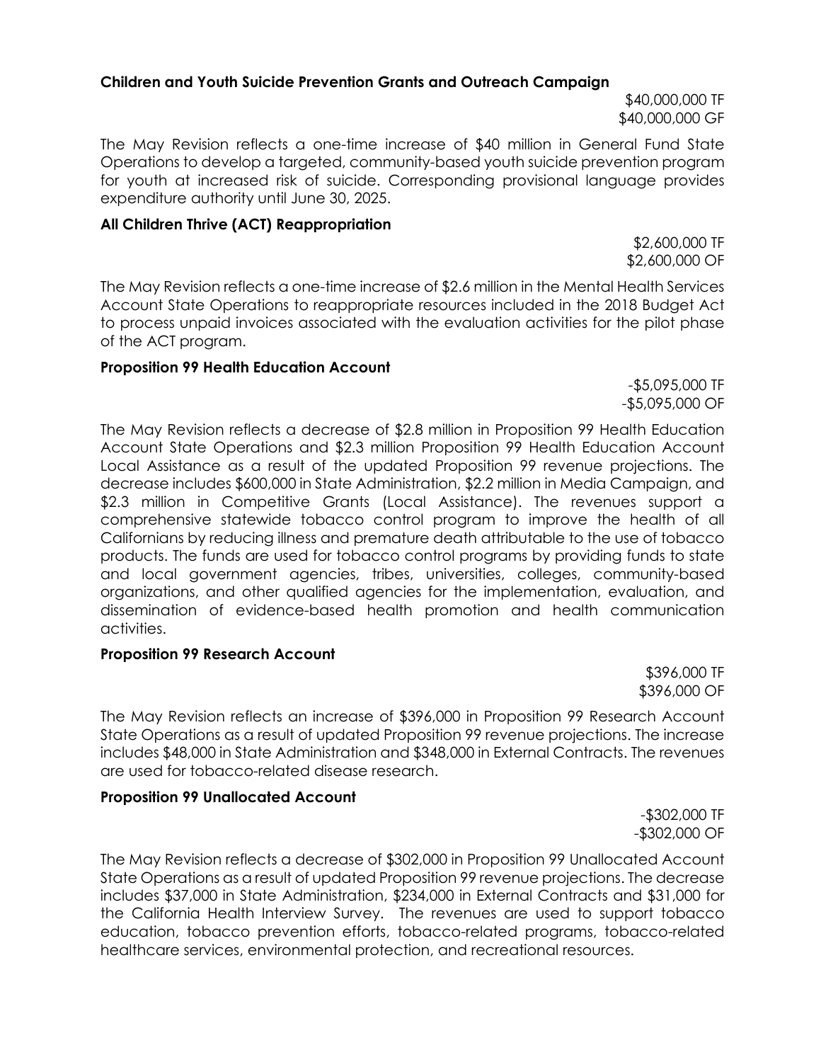**Children and Youth Suicide Prevention Grants and Outreach Campaign**

$40,000,000 TF
$40,000,000 GF

The May Revision reflects a one-time increase of $40 million in General Fund State Operations to develop a targeted, community-based youth suicide prevention program for youth at increased risk of suicide. Corresponding provisional language provides expenditure authority until June 30, 2025.

**All Children Thrive (ACT) Reappropriation**

$2,600,000 TF
$2,600,000 OF

The May Revision reflects a one-time increase of $2.6 million in the Mental Health Services Account State Operations to reappropriate resources included in the 2018 Budget Act to process unpaid invoices associated with the evaluation activities for the pilot phase of the ACT program.

**Proposition 99 Health Education Account**

-$5,095,000 TF
-$5,095,000 OF

The May Revision reflects a decrease of $2.8 million in Proposition 99 Health Education Account State Operations and $2.3 million Proposition 99 Health Education Account Local Assistance as a result of the updated Proposition 99 revenue projections. The decrease includes $600,000 in State Administration, $2.2 million in Media Campaign, and $2.3 million in Competitive Grants (Local Assistance). The revenues support a comprehensive statewide tobacco control program to improve the health of all Californians by reducing illness and premature death attributable to the use of tobacco products. The funds are used for tobacco control programs by providing funds to state and local government agencies, tribes, universities, colleges, community-based organizations, and other qualified agencies for the implementation, evaluation, and dissemination of evidence-based health promotion and health communication activities.

**Proposition 99 Research Account**

$396,000 TF
$396,000 OF

The May Revision reflects an increase of $396,000 in Proposition 99 Research Account State Operations as a result of updated Proposition 99 revenue projections. The increase includes $48,000 in State Administration and $348,000 in External Contracts. The revenues are used for tobacco-related disease research.

**Proposition 99 Unallocated Account**

-$302,000 TF
-$302,000 OF

The May Revision reflects a decrease of $302,000 in Proposition 99 Unallocated Account State Operations as a result of updated Proposition 99 revenue projections. The decrease includes $37,000 in State Administration, $234,000 in External Contracts and $31,000 for the California Health Interview Survey. The revenues are used to support tobacco education, tobacco prevention efforts, tobacco-related programs, tobacco-related healthcare services, environmental protection, and recreational resources.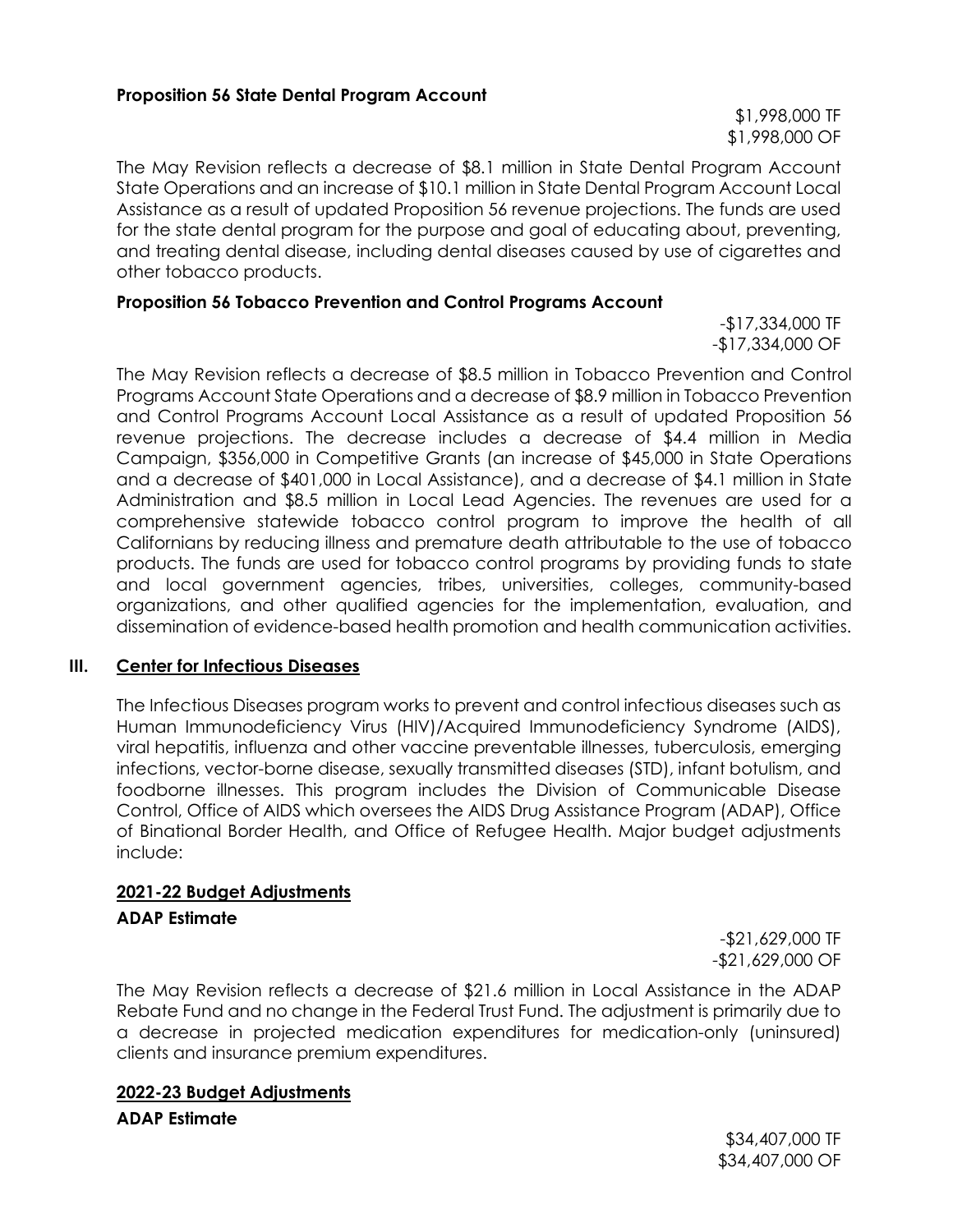**Proposition 56 State Dental Program Account**

$1,998,000 TF
$1,998,000 OF

The May Revision reflects a decrease of $8.1 million in State Dental Program Account State Operations and an increase of $10.1 million in State Dental Program Account Local Assistance as a result of updated Proposition 56 revenue projections. The funds are used for the state dental program for the purpose and goal of educating about, preventing, and treating dental disease, including dental diseases caused by use of cigarettes and other tobacco products.

**Proposition 56 Tobacco Prevention and Control Programs Account**

-$17,334,000 TF
-$17,334,000 OF

The May Revision reflects a decrease of $8.5 million in Tobacco Prevention and Control Programs Account State Operations and a decrease of $8.9 million in Tobacco Prevention and Control Programs Account Local Assistance as a result of updated Proposition 56 revenue projections. The decrease includes a decrease of $4.4 million in Media Campaign, $356,000 in Competitive Grants (an increase of $45,000 in State Operations and a decrease of $401,000 in Local Assistance), and a decrease of $4.1 million in State Administration and $8.5 million in Local Lead Agencies. The revenues are used for a comprehensive statewide tobacco control program to improve the health of all Californians by reducing illness and premature death attributable to the use of tobacco products. The funds are used for tobacco control programs by providing funds to state and local government agencies, tribes, universities, colleges, community-based organizations, and other qualified agencies for the implementation, evaluation, and dissemination of evidence-based health promotion and health communication activities.

## III. Center for Infectious Diseases

The Infectious Diseases program works to prevent and control infectious diseases such as Human Immunodeficiency Virus (HIV)/Acquired Immunodeficiency Syndrome (AIDS), viral hepatitis, influenza and other vaccine preventable illnesses, tuberculosis, emerging infections, vector-borne disease, sexually transmitted diseases (STD), infant botulism, and foodborne illnesses. This program includes the Division of Communicable Disease Control, Office of AIDS which oversees the AIDS Drug Assistance Program (ADAP), Office of Binational Border Health, and Office of Refugee Health. Major budget adjustments include:

### 2021-22 Budget Adjustments

**ADAP Estimate**

-$21,629,000 TF
-$21,629,000 OF

The May Revision reflects a decrease of $21.6 million in Local Assistance in the ADAP Rebate Fund and no change in the Federal Trust Fund. The adjustment is primarily due to a decrease in projected medication expenditures for medication-only (uninsured) clients and insurance premium expenditures.

### 2022-23 Budget Adjustments

**ADAP Estimate**

$34,407,000 TF
$34,407,000 OF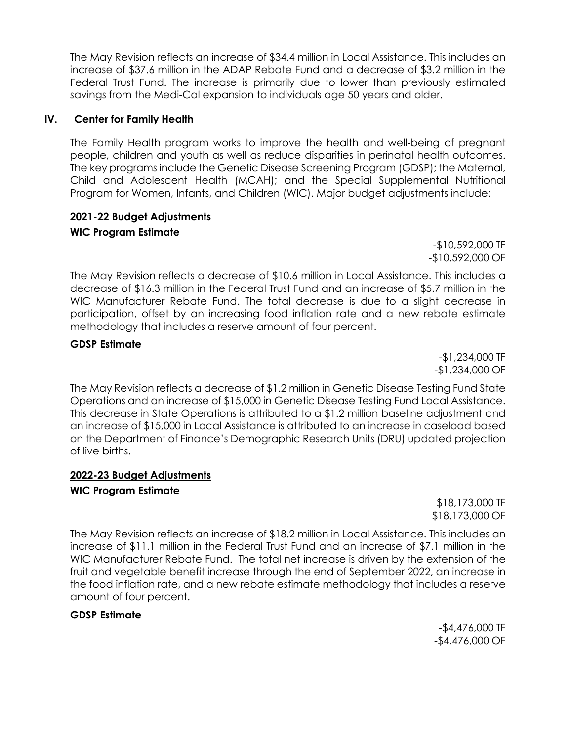The May Revision reflects an increase of $34.4 million in Local Assistance. This includes an increase of $37.6 million in the ADAP Rebate Fund and a decrease of $3.2 million in the Federal Trust Fund. The increase is primarily due to lower than previously estimated savings from the Medi-Cal expansion to individuals age 50 years and older.

## IV. Center for Family Health

The Family Health program works to improve the health and well-being of pregnant people, children and youth as well as reduce disparities in perinatal health outcomes. The key programs include the Genetic Disease Screening Program (GDSP); the Maternal, Child and Adolescent Health (MCAH); and the Special Supplemental Nutritional Program for Women, Infants, and Children (WIC). Major budget adjustments include:

### 2021-22 Budget Adjustments

**WIC Program Estimate**

-$10,592,000 TF
-$10,592,000 OF

The May Revision reflects a decrease of $10.6 million in Local Assistance. This includes a decrease of $16.3 million in the Federal Trust Fund and an increase of $5.7 million in the WIC Manufacturer Rebate Fund. The total decrease is due to a slight decrease in participation, offset by an increasing food inflation rate and a new rebate estimate methodology that includes a reserve amount of four percent.

**GDSP Estimate**

-$1,234,000 TF
-$1,234,000 OF

The May Revision reflects a decrease of $1.2 million in Genetic Disease Testing Fund State Operations and an increase of $15,000 in Genetic Disease Testing Fund Local Assistance. This decrease in State Operations is attributed to a $1.2 million baseline adjustment and an increase of $15,000 in Local Assistance is attributed to an increase in caseload based on the Department of Finance's Demographic Research Units (DRU) updated projection of live births.

### 2022-23 Budget Adjustments

**WIC Program Estimate**

$18,173,000 TF
$18,173,000 OF

The May Revision reflects an increase of $18.2 million in Local Assistance. This includes an increase of $11.1 million in the Federal Trust Fund and an increase of $7.1 million in the WIC Manufacturer Rebate Fund. The total net increase is driven by the extension of the fruit and vegetable benefit increase through the end of September 2022, an increase in the food inflation rate, and a new rebate estimate methodology that includes a reserve amount of four percent.

**GDSP Estimate**

-$4,476,000 TF
-$4,476,000 OF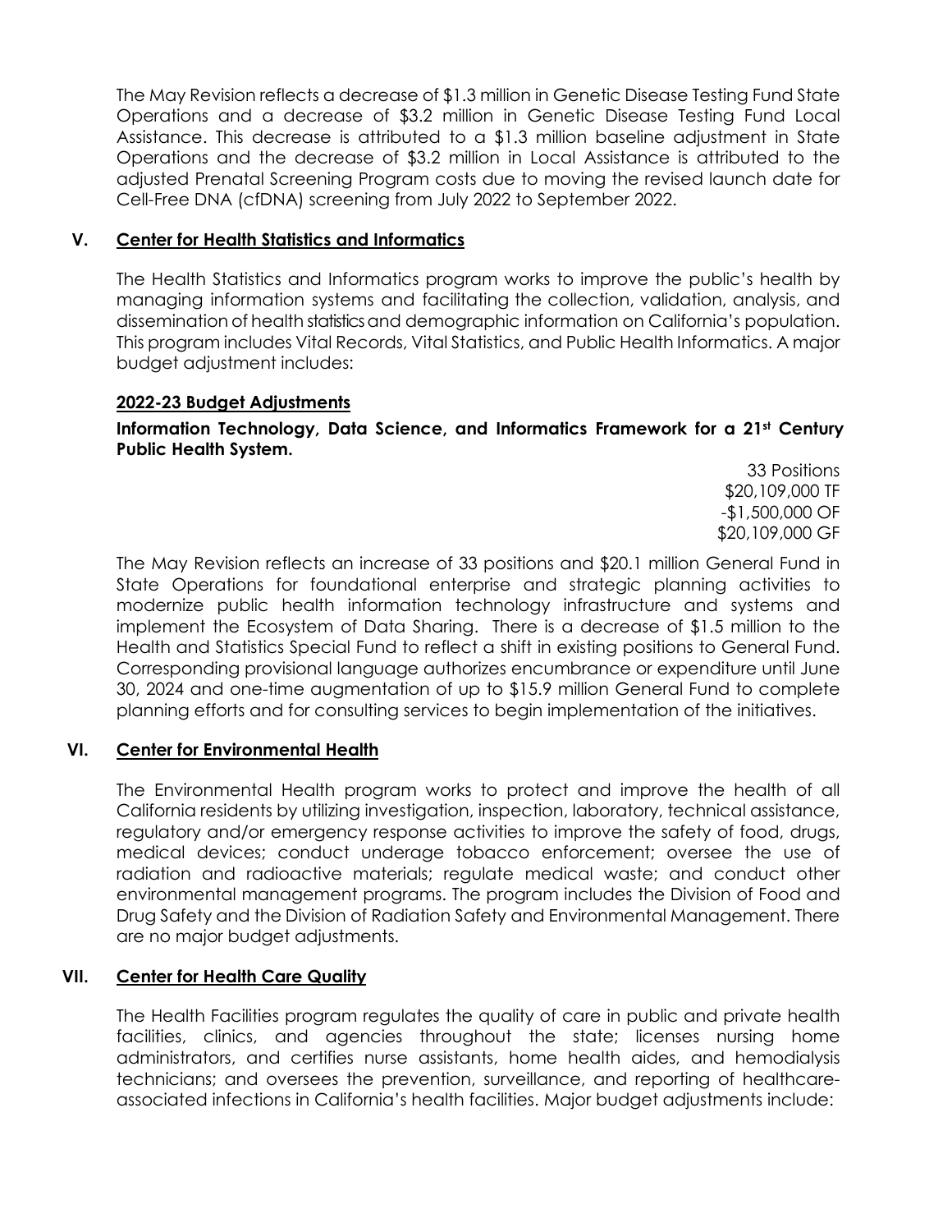The May Revision reflects a decrease of $1.3 million in Genetic Disease Testing Fund State Operations and a decrease of $3.2 million in Genetic Disease Testing Fund Local Assistance. This decrease is attributed to a $1.3 million baseline adjustment in State Operations and the decrease of $3.2 million in Local Assistance is attributed to the adjusted Prenatal Screening Program costs due to moving the revised launch date for Cell-Free DNA (cfDNA) screening from July 2022 to September 2022.

## V. Center for Health Statistics and Informatics

The Health Statistics and Informatics program works to improve the public's health by managing information systems and facilitating the collection, validation, analysis, and dissemination of health statistics and demographic information on California's population. This program includes Vital Records, Vital Statistics, and Public Health Informatics. A major budget adjustment includes:

### 2022-23 Budget Adjustments

**Information Technology, Data Science, and Informatics Framework for a 21st Century Public Health System.**

33 Positions
$20,109,000 TF
-$1,500,000 OF
$20,109,000 GF

The May Revision reflects an increase of 33 positions and $20.1 million General Fund in State Operations for foundational enterprise and strategic planning activities to modernize public health information technology infrastructure and systems and implement the Ecosystem of Data Sharing. There is a decrease of $1.5 million to the Health and Statistics Special Fund to reflect a shift in existing positions to General Fund. Corresponding provisional language authorizes encumbrance or expenditure until June 30, 2024 and one-time augmentation of up to $15.9 million General Fund to complete planning efforts and for consulting services to begin implementation of the initiatives.

## VI. Center for Environmental Health

The Environmental Health program works to protect and improve the health of all California residents by utilizing investigation, inspection, laboratory, technical assistance, regulatory and/or emergency response activities to improve the safety of food, drugs, medical devices; conduct underage tobacco enforcement; oversee the use of radiation and radioactive materials; regulate medical waste; and conduct other environmental management programs. The program includes the Division of Food and Drug Safety and the Division of Radiation Safety and Environmental Management. There are no major budget adjustments.

## VII. Center for Health Care Quality

The Health Facilities program regulates the quality of care in public and private health facilities, clinics, and agencies throughout the state; licenses nursing home administrators, and certifies nurse assistants, home health aides, and hemodialysis technicians; and oversees the prevention, surveillance, and reporting of healthcare-associated infections in California's health facilities. Major budget adjustments include: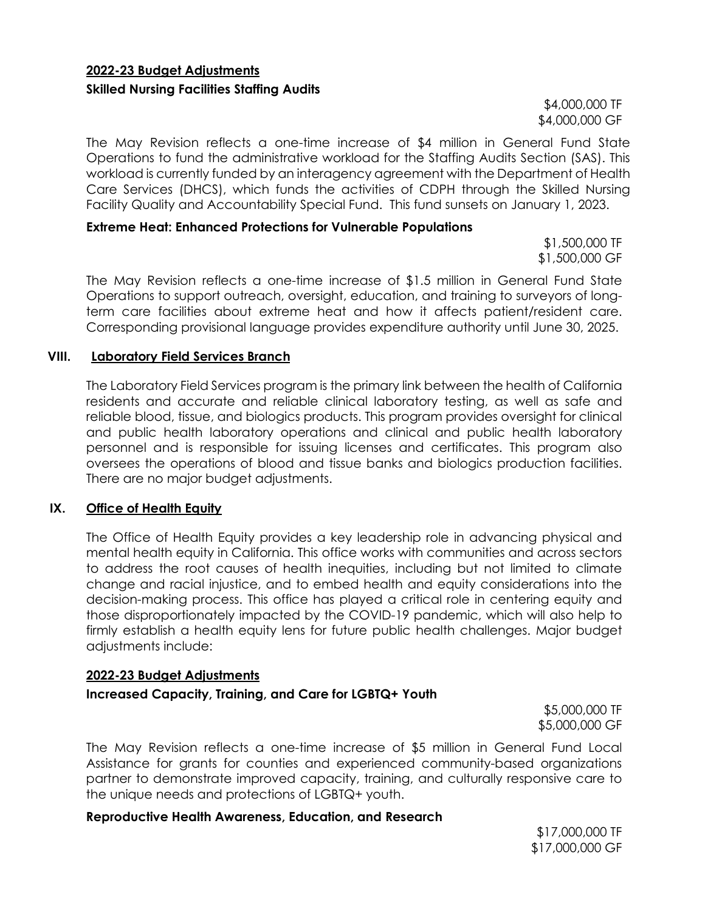### 2022-23 Budget Adjustments

**Skilled Nursing Facilities Staffing Audits**

$4,000,000 TF
$4,000,000 GF

The May Revision reflects a one-time increase of $4 million in General Fund State Operations to fund the administrative workload for the Staffing Audits Section (SAS). This workload is currently funded by an interagency agreement with the Department of Health Care Services (DHCS), which funds the activities of CDPH through the Skilled Nursing Facility Quality and Accountability Special Fund. This fund sunsets on January 1, 2023.

**Extreme Heat: Enhanced Protections for Vulnerable Populations**

$1,500,000 TF
$1,500,000 GF

The May Revision reflects a one-time increase of $1.5 million in General Fund State Operations to support outreach, oversight, education, and training to surveyors of long-term care facilities about extreme heat and how it affects patient/resident care. Corresponding provisional language provides expenditure authority until June 30, 2025.

## VIII. Laboratory Field Services Branch

The Laboratory Field Services program is the primary link between the health of California residents and accurate and reliable clinical laboratory testing, as well as safe and reliable blood, tissue, and biologics products. This program provides oversight for clinical and public health laboratory operations and clinical and public health laboratory personnel and is responsible for issuing licenses and certificates. This program also oversees the operations of blood and tissue banks and biologics production facilities. There are no major budget adjustments.

## IX. Office of Health Equity

The Office of Health Equity provides a key leadership role in advancing physical and mental health equity in California. This office works with communities and across sectors to address the root causes of health inequities, including but not limited to climate change and racial injustice, and to embed health and equity considerations into the decision-making process. This office has played a critical role in centering equity and those disproportionately impacted by the COVID-19 pandemic, which will also help to firmly establish a health equity lens for future public health challenges. Major budget adjustments include:

### 2022-23 Budget Adjustments

**Increased Capacity, Training, and Care for LGBTQ+ Youth**

$5,000,000 TF
$5,000,000 GF

The May Revision reflects a one-time increase of $5 million in General Fund Local Assistance for grants for counties and experienced community-based organizations partner to demonstrate improved capacity, training, and culturally responsive care to the unique needs and protections of LGBTQ+ youth.

**Reproductive Health Awareness, Education, and Research**

$17,000,000 TF
$17,000,000 GF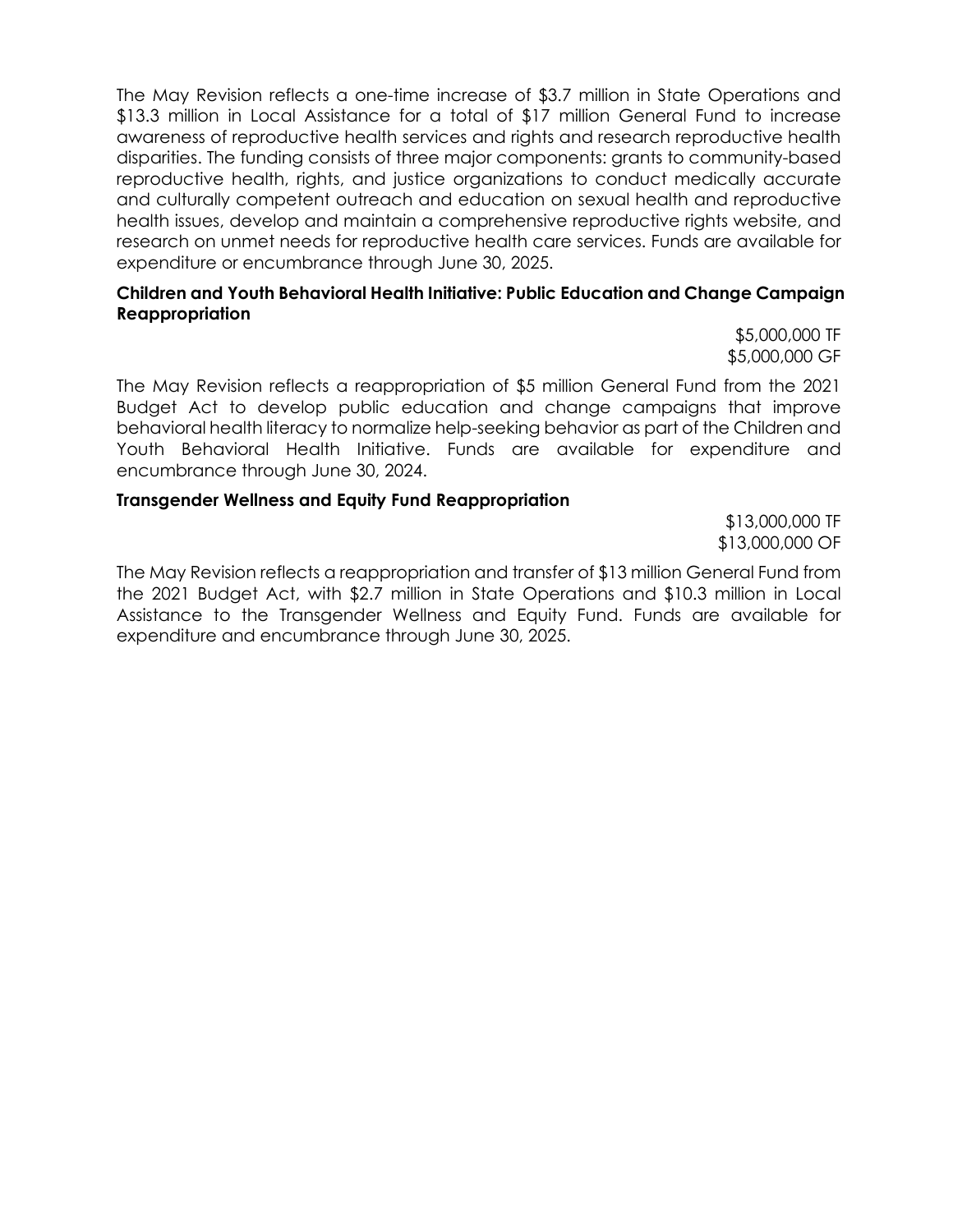The May Revision reflects a one-time increase of $3.7 million in State Operations and $13.3 million in Local Assistance for a total of $17 million General Fund to increase awareness of reproductive health services and rights and research reproductive health disparities. The funding consists of three major components: grants to community-based reproductive health, rights, and justice organizations to conduct medically accurate and culturally competent outreach and education on sexual health and reproductive health issues, develop and maintain a comprehensive reproductive rights website, and research on unmet needs for reproductive health care services. Funds are available for expenditure or encumbrance through June 30, 2025.

**Children and Youth Behavioral Health Initiative: Public Education and Change Campaign Reappropriation**

$5,000,000 TF
$5,000,000 GF

The May Revision reflects a reappropriation of $5 million General Fund from the 2021 Budget Act to develop public education and change campaigns that improve behavioral health literacy to normalize help-seeking behavior as part of the Children and Youth Behavioral Health Initiative. Funds are available for expenditure and encumbrance through June 30, 2024.

**Transgender Wellness and Equity Fund Reappropriation**

$13,000,000 TF
$13,000,000 OF

The May Revision reflects a reappropriation and transfer of $13 million General Fund from the 2021 Budget Act, with $2.7 million in State Operations and $10.3 million in Local Assistance to the Transgender Wellness and Equity Fund. Funds are available for expenditure and encumbrance through June 30, 2025.